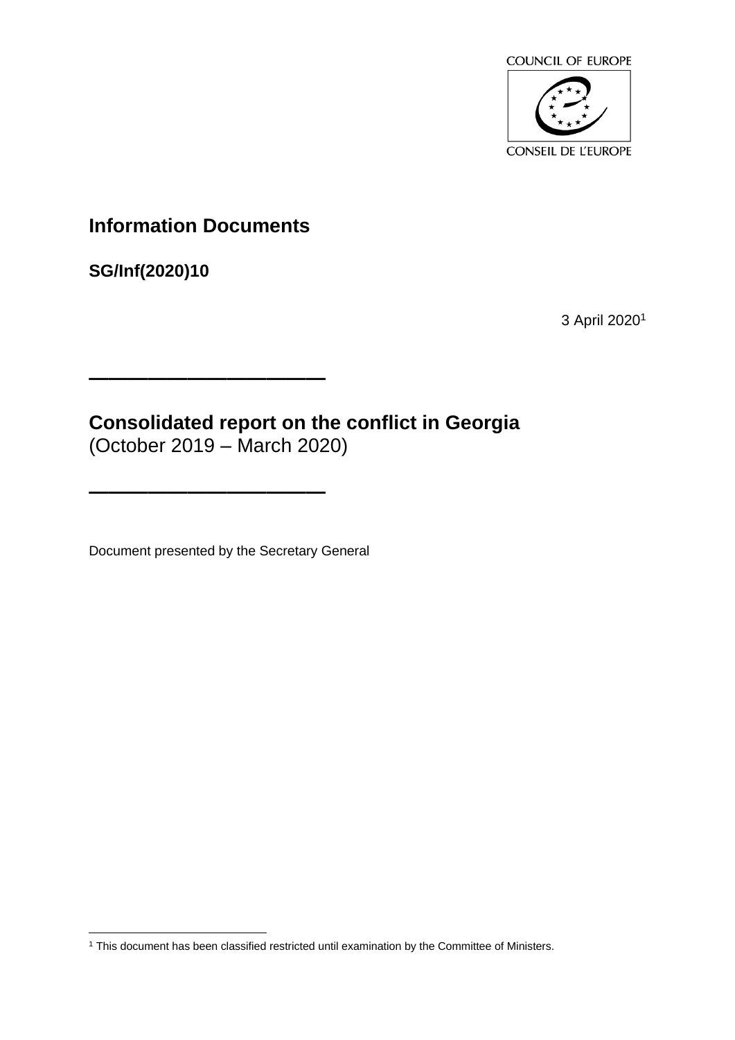COUNCIL OF EUROPE

CONSEIL DE L'EUROPE

# Information Documents

**SG/Inf(2020)10**

3 April 2020[1]

---

# Consolidated report on the conflict in Georgia
(October 2019 – March 2020)

---

Document presented by the Secretary General

[1] This document has been classified restricted until examination by the Committee of Ministers.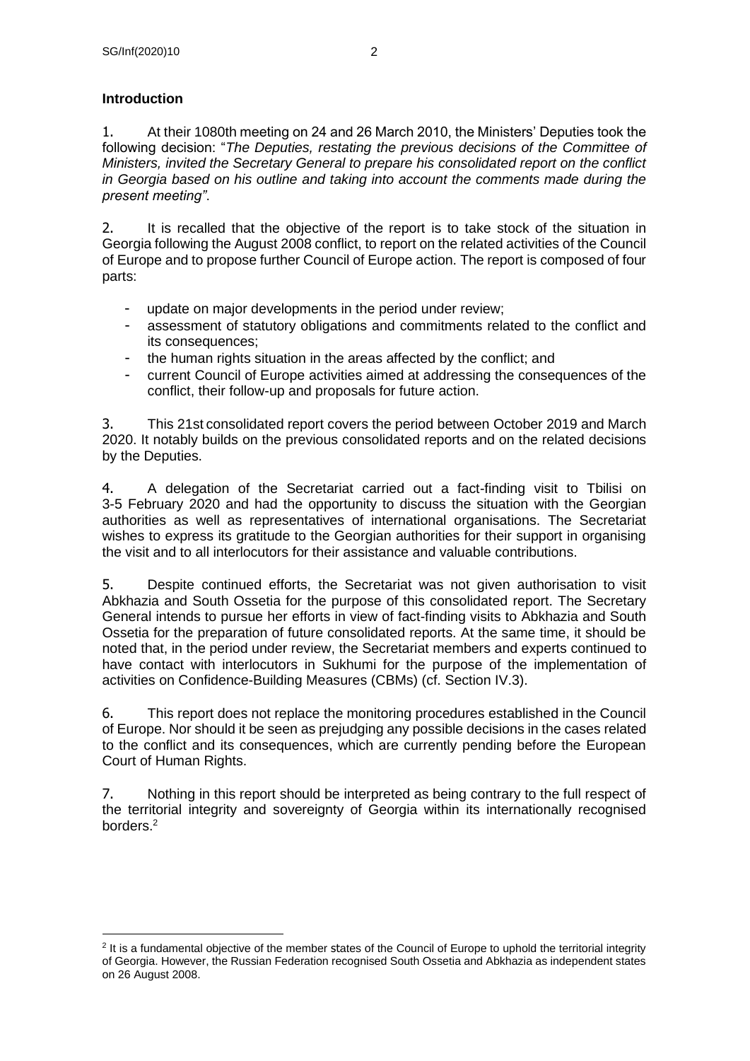**Introduction**

1. At their 1080th meeting on 24 and 26 March 2010, the Ministers' Deputies took the following decision: "*The Deputies, restating the previous decisions of the Committee of Ministers, invited the Secretary General to prepare his consolidated report on the conflict in Georgia based on his outline and taking into account the comments made during the present meeting"*.

2. It is recalled that the objective of the report is to take stock of the situation in Georgia following the August 2008 conflict, to report on the related activities of the Council of Europe and to propose further Council of Europe action. The report is composed of four parts:

- update on major developments in the period under review;
- assessment of statutory obligations and commitments related to the conflict and its consequences;
- the human rights situation in the areas affected by the conflict; and
- current Council of Europe activities aimed at addressing the consequences of the conflict, their follow-up and proposals for future action.

3. This 21st consolidated report covers the period between October 2019 and March 2020. It notably builds on the previous consolidated reports and on the related decisions by the Deputies.

4. A delegation of the Secretariat carried out a fact-finding visit to Tbilisi on 3-5 February 2020 and had the opportunity to discuss the situation with the Georgian authorities as well as representatives of international organisations. The Secretariat wishes to express its gratitude to the Georgian authorities for their support in organising the visit and to all interlocutors for their assistance and valuable contributions.

5. Despite continued efforts, the Secretariat was not given authorisation to visit Abkhazia and South Ossetia for the purpose of this consolidated report. The Secretary General intends to pursue her efforts in view of fact-finding visits to Abkhazia and South Ossetia for the preparation of future consolidated reports. At the same time, it should be noted that, in the period under review, the Secretariat members and experts continued to have contact with interlocutors in Sukhumi for the purpose of the implementation of activities on Confidence-Building Measures (CBMs) (cf. Section IV.3).

6. This report does not replace the monitoring procedures established in the Council of Europe. Nor should it be seen as prejudging any possible decisions in the cases related to the conflict and its consequences, which are currently pending before the European Court of Human Rights.

7. Nothing in this report should be interpreted as being contrary to the full respect of the territorial integrity and sovereignty of Georgia within its internationally recognised borders.[2]

[2] It is a fundamental objective of the member states of the Council of Europe to uphold the territorial integrity of Georgia. However, the Russian Federation recognised South Ossetia and Abkhazia as independent states on 26 August 2008.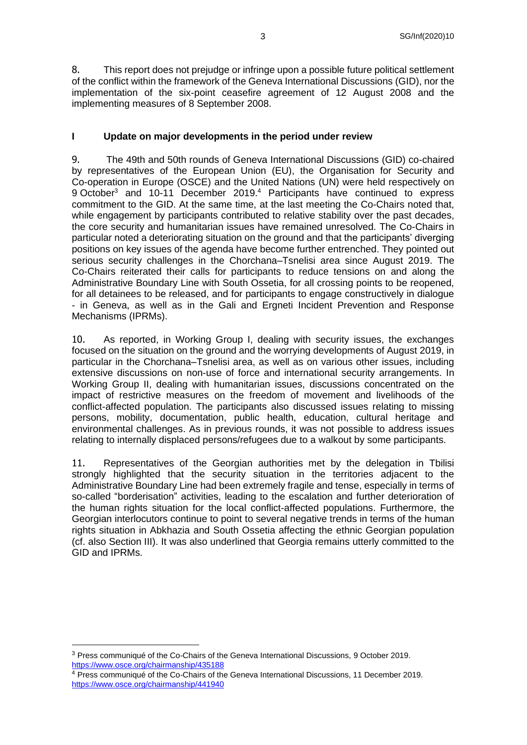8. This report does not prejudge or infringe upon a possible future political settlement of the conflict within the framework of the Geneva International Discussions (GID), nor the implementation of the six-point ceasefire agreement of 12 August 2008 and the implementing measures of 8 September 2008.

## I Update on major developments in the period under review

9. The 49th and 50th rounds of Geneva International Discussions (GID) co-chaired by representatives of the European Union (EU), the Organisation for Security and Co-operation in Europe (OSCE) and the United Nations (UN) were held respectively on 9 October[3] and 10-11 December 2019.[4] Participants have continued to express commitment to the GID. At the same time, at the last meeting the Co-Chairs noted that, while engagement by participants contributed to relative stability over the past decades, the core security and humanitarian issues have remained unresolved. The Co-Chairs in particular noted a deteriorating situation on the ground and that the participants' diverging positions on key issues of the agenda have become further entrenched. They pointed out serious security challenges in the Chorchana–Tsnelisi area since August 2019. The Co-Chairs reiterated their calls for participants to reduce tensions on and along the Administrative Boundary Line with South Ossetia, for all crossing points to be reopened, for all detainees to be released, and for participants to engage constructively in dialogue - in Geneva, as well as in the Gali and Ergneti Incident Prevention and Response Mechanisms (IPRMs).

10. As reported, in Working Group I, dealing with security issues, the exchanges focused on the situation on the ground and the worrying developments of August 2019, in particular in the Chorchana–Tsnelisi area, as well as on various other issues, including extensive discussions on non-use of force and international security arrangements. In Working Group II, dealing with humanitarian issues, discussions concentrated on the impact of restrictive measures on the freedom of movement and livelihoods of the conflict-affected population. The participants also discussed issues relating to missing persons, mobility, documentation, public health, education, cultural heritage and environmental challenges. As in previous rounds, it was not possible to address issues relating to internally displaced persons/refugees due to a walkout by some participants.

11. Representatives of the Georgian authorities met by the delegation in Tbilisi strongly highlighted that the security situation in the territories adjacent to the Administrative Boundary Line had been extremely fragile and tense, especially in terms of so-called "borderisation" activities, leading to the escalation and further deterioration of the human rights situation for the local conflict-affected populations. Furthermore, the Georgian interlocutors continue to point to several negative trends in terms of the human rights situation in Abkhazia and South Ossetia affecting the ethnic Georgian population (cf. also Section III). It was also underlined that Georgia remains utterly committed to the GID and IPRMs.

---

[3] Press communiqué of the Co-Chairs of the Geneva International Discussions, 9 October 2019. https://www.osce.org/chairmanship/435188

[4] Press communiqué of the Co-Chairs of the Geneva International Discussions, 11 December 2019. https://www.osce.org/chairmanship/441940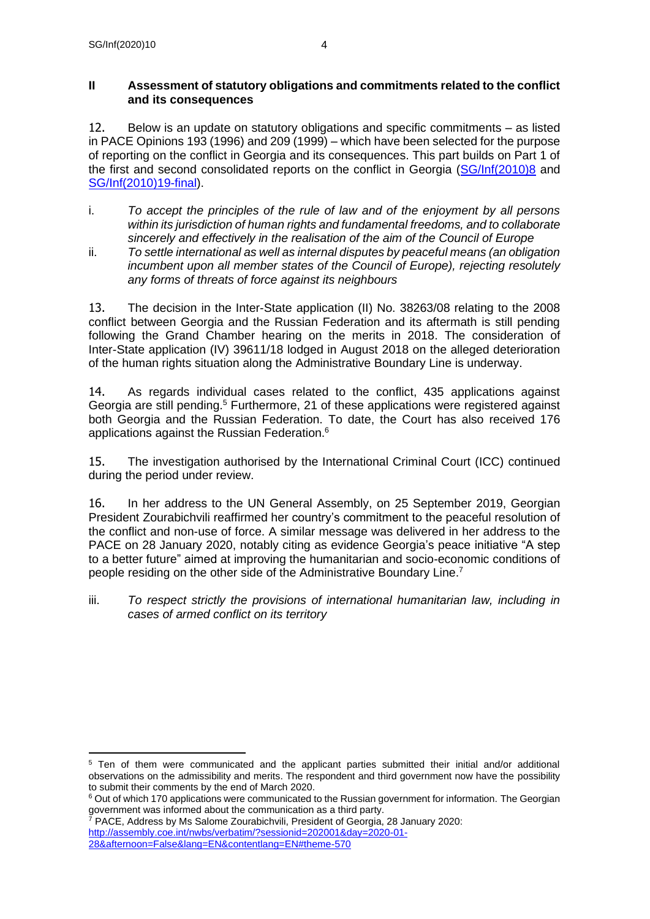## II Assessment of statutory obligations and commitments related to the conflict and its consequences

12. Below is an update on statutory obligations and specific commitments – as listed in PACE Opinions 193 (1996) and 209 (1999) – which have been selected for the purpose of reporting on the conflict in Georgia and its consequences. This part builds on Part 1 of the first and second consolidated reports on the conflict in Georgia (SG/Inf(2010)8 and SG/Inf(2010)19-final).

i. *To accept the principles of the rule of law and of the enjoyment by all persons within its jurisdiction of human rights and fundamental freedoms, and to collaborate sincerely and effectively in the realisation of the aim of the Council of Europe*

ii. *To settle international as well as internal disputes by peaceful means (an obligation incumbent upon all member states of the Council of Europe), rejecting resolutely any forms of threats of force against its neighbours*

13. The decision in the Inter-State application (II) No. 38263/08 relating to the 2008 conflict between Georgia and the Russian Federation and its aftermath is still pending following the Grand Chamber hearing on the merits in 2018. The consideration of Inter-State application (IV) 39611/18 lodged in August 2018 on the alleged deterioration of the human rights situation along the Administrative Boundary Line is underway.

14. As regards individual cases related to the conflict, 435 applications against Georgia are still pending.[5] Furthermore, 21 of these applications were registered against both Georgia and the Russian Federation. To date, the Court has also received 176 applications against the Russian Federation.[6]

15. The investigation authorised by the International Criminal Court (ICC) continued during the period under review.

16. In her address to the UN General Assembly, on 25 September 2019, Georgian President Zourabichvili reaffirmed her country's commitment to the peaceful resolution of the conflict and non-use of force. A similar message was delivered in her address to the PACE on 28 January 2020, notably citing as evidence Georgia's peace initiative "A step to a better future" aimed at improving the humanitarian and socio-economic conditions of people residing on the other side of the Administrative Boundary Line.[7]

iii. *To respect strictly the provisions of international humanitarian law, including in cases of armed conflict on its territory*

---

[5] Ten of them were communicated and the applicant parties submitted their initial and/or additional observations on the admissibility and merits. The respondent and third government now have the possibility to submit their comments by the end of March 2020.

[6] Out of which 170 applications were communicated to the Russian government for information. The Georgian government was informed about the communication as a third party.

[7] PACE, Address by Ms Salome Zourabichvili, President of Georgia, 28 January 2020: http://assembly.coe.int/nwbs/verbatim/?sessionid=202001&day=2020-01-28&afternoon=False&lang=EN&contentlang=EN#theme-570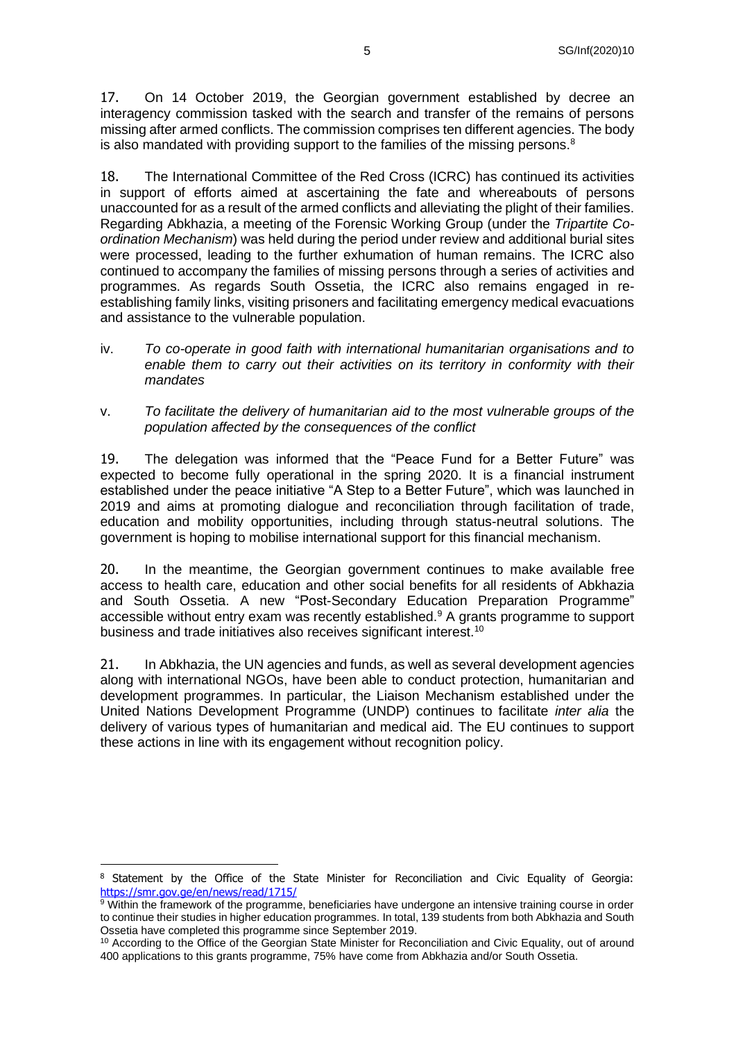17. On 14 October 2019, the Georgian government established by decree an interagency commission tasked with the search and transfer of the remains of persons missing after armed conflicts. The commission comprises ten different agencies. The body is also mandated with providing support to the families of the missing persons.[8]

18. The International Committee of the Red Cross (ICRC) has continued its activities in support of efforts aimed at ascertaining the fate and whereabouts of persons unaccounted for as a result of the armed conflicts and alleviating the plight of their families. Regarding Abkhazia, a meeting of the Forensic Working Group (under the *Tripartite Co-ordination Mechanism*) was held during the period under review and additional burial sites were processed, leading to the further exhumation of human remains. The ICRC also continued to accompany the families of missing persons through a series of activities and programmes. As regards South Ossetia, the ICRC also remains engaged in re-establishing family links, visiting prisoners and facilitating emergency medical evacuations and assistance to the vulnerable population.

iv. *To co-operate in good faith with international humanitarian organisations and to enable them to carry out their activities on its territory in conformity with their mandates*

v. *To facilitate the delivery of humanitarian aid to the most vulnerable groups of the population affected by the consequences of the conflict*

19. The delegation was informed that the "Peace Fund for a Better Future" was expected to become fully operational in the spring 2020. It is a financial instrument established under the peace initiative "A Step to a Better Future", which was launched in 2019 and aims at promoting dialogue and reconciliation through facilitation of trade, education and mobility opportunities, including through status-neutral solutions. The government is hoping to mobilise international support for this financial mechanism.

20. In the meantime, the Georgian government continues to make available free access to health care, education and other social benefits for all residents of Abkhazia and South Ossetia. A new "Post-Secondary Education Preparation Programme" accessible without entry exam was recently established.[9] A grants programme to support business and trade initiatives also receives significant interest.[10]

21. In Abkhazia, the UN agencies and funds, as well as several development agencies along with international NGOs, have been able to conduct protection, humanitarian and development programmes. In particular, the Liaison Mechanism established under the United Nations Development Programme (UNDP) continues to facilitate *inter alia* the delivery of various types of humanitarian and medical aid. The EU continues to support these actions in line with its engagement without recognition policy.

---

[8] Statement by the Office of the State Minister for Reconciliation and Civic Equality of Georgia: https://smr.gov.ge/en/news/read/1715/

[9] Within the framework of the programme, beneficiaries have undergone an intensive training course in order to continue their studies in higher education programmes. In total, 139 students from both Abkhazia and South Ossetia have completed this programme since September 2019.

[10] According to the Office of the Georgian State Minister for Reconciliation and Civic Equality, out of around 400 applications to this grants programme, 75% have come from Abkhazia and/or South Ossetia.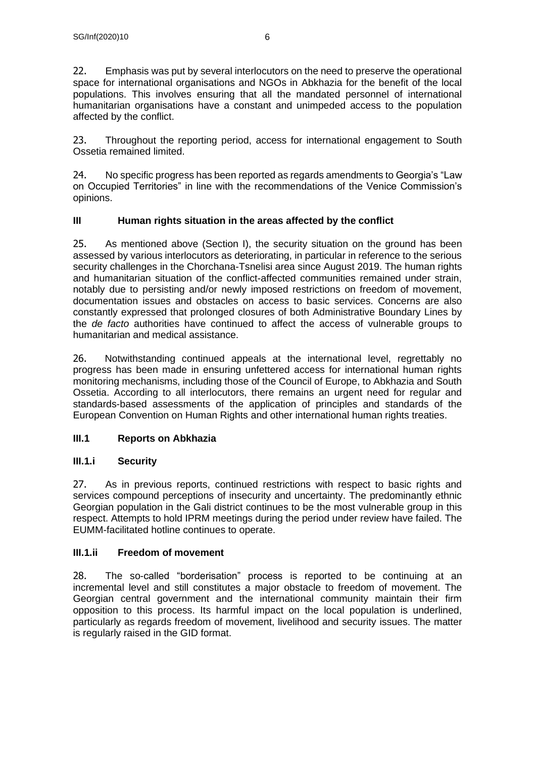22. Emphasis was put by several interlocutors on the need to preserve the operational space for international organisations and NGOs in Abkhazia for the benefit of the local populations. This involves ensuring that all the mandated personnel of international humanitarian organisations have a constant and unimpeded access to the population affected by the conflict.

23. Throughout the reporting period, access for international engagement to South Ossetia remained limited.

24. No specific progress has been reported as regards amendments to Georgia's "Law on Occupied Territories" in line with the recommendations of the Venice Commission's opinions.

## III Human rights situation in the areas affected by the conflict

25. As mentioned above (Section I), the security situation on the ground has been assessed by various interlocutors as deteriorating, in particular in reference to the serious security challenges in the Chorchana-Tsnelisi area since August 2019. The human rights and humanitarian situation of the conflict-affected communities remained under strain, notably due to persisting and/or newly imposed restrictions on freedom of movement, documentation issues and obstacles on access to basic services. Concerns are also constantly expressed that prolonged closures of both Administrative Boundary Lines by the *de facto* authorities have continued to affect the access of vulnerable groups to humanitarian and medical assistance.

26. Notwithstanding continued appeals at the international level, regrettably no progress has been made in ensuring unfettered access for international human rights monitoring mechanisms, including those of the Council of Europe, to Abkhazia and South Ossetia. According to all interlocutors, there remains an urgent need for regular and standards-based assessments of the application of principles and standards of the European Convention on Human Rights and other international human rights treaties.

### III.1 Reports on Abkhazia

#### III.1.i Security

27. As in previous reports, continued restrictions with respect to basic rights and services compound perceptions of insecurity and uncertainty. The predominantly ethnic Georgian population in the Gali district continues to be the most vulnerable group in this respect. Attempts to hold IPRM meetings during the period under review have failed. The EUMM-facilitated hotline continues to operate.

#### III.1.ii Freedom of movement

28. The so-called "borderisation" process is reported to be continuing at an incremental level and still constitutes a major obstacle to freedom of movement. The Georgian central government and the international community maintain their firm opposition to this process. Its harmful impact on the local population is underlined, particularly as regards freedom of movement, livelihood and security issues. The matter is regularly raised in the GID format.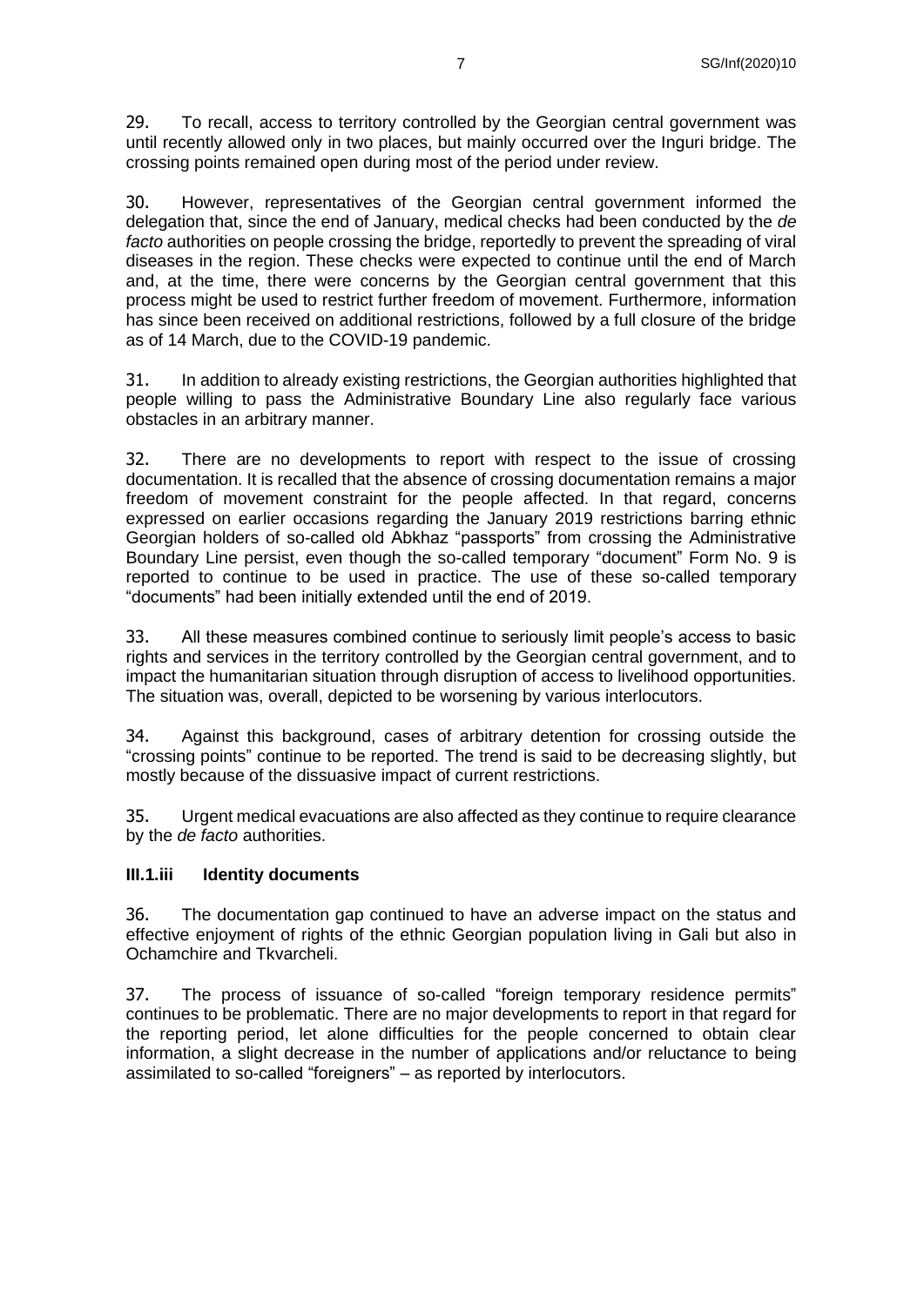29. To recall, access to territory controlled by the Georgian central government was until recently allowed only in two places, but mainly occurred over the Inguri bridge. The crossing points remained open during most of the period under review.

30. However, representatives of the Georgian central government informed the delegation that, since the end of January, medical checks had been conducted by the *de facto* authorities on people crossing the bridge, reportedly to prevent the spreading of viral diseases in the region. These checks were expected to continue until the end of March and, at the time, there were concerns by the Georgian central government that this process might be used to restrict further freedom of movement. Furthermore, information has since been received on additional restrictions, followed by a full closure of the bridge as of 14 March, due to the COVID-19 pandemic.

31. In addition to already existing restrictions, the Georgian authorities highlighted that people willing to pass the Administrative Boundary Line also regularly face various obstacles in an arbitrary manner.

32. There are no developments to report with respect to the issue of crossing documentation. It is recalled that the absence of crossing documentation remains a major freedom of movement constraint for the people affected. In that regard, concerns expressed on earlier occasions regarding the January 2019 restrictions barring ethnic Georgian holders of so-called old Abkhaz "passports" from crossing the Administrative Boundary Line persist, even though the so-called temporary "document" Form No. 9 is reported to continue to be used in practice. The use of these so-called temporary "documents" had been initially extended until the end of 2019.

33. All these measures combined continue to seriously limit people's access to basic rights and services in the territory controlled by the Georgian central government, and to impact the humanitarian situation through disruption of access to livelihood opportunities. The situation was, overall, depicted to be worsening by various interlocutors.

34. Against this background, cases of arbitrary detention for crossing outside the "crossing points" continue to be reported. The trend is said to be decreasing slightly, but mostly because of the dissuasive impact of current restrictions.

35. Urgent medical evacuations are also affected as they continue to require clearance by the *de facto* authorities.

### III.1.iii Identity documents

36. The documentation gap continued to have an adverse impact on the status and effective enjoyment of rights of the ethnic Georgian population living in Gali but also in Ochamchire and Tkvarcheli.

37. The process of issuance of so-called "foreign temporary residence permits" continues to be problematic. There are no major developments to report in that regard for the reporting period, let alone difficulties for the people concerned to obtain clear information, a slight decrease in the number of applications and/or reluctance to being assimilated to so-called "foreigners" – as reported by interlocutors.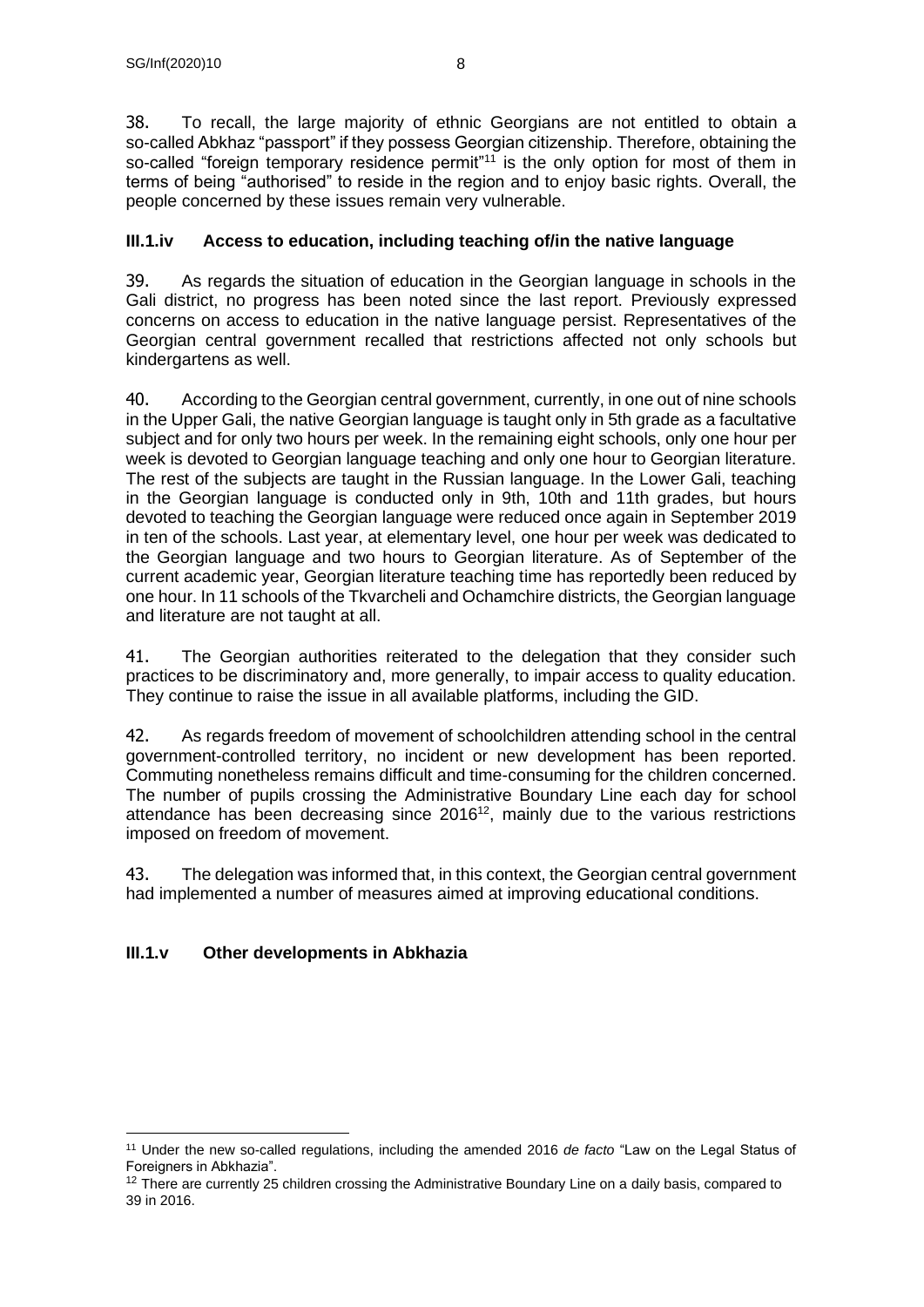38. To recall, the large majority of ethnic Georgians are not entitled to obtain a so-called Abkhaz "passport" if they possess Georgian citizenship. Therefore, obtaining the so-called "foreign temporary residence permit"[11] is the only option for most of them in terms of being "authorised" to reside in the region and to enjoy basic rights. Overall, the people concerned by these issues remain very vulnerable.

### III.1.iv Access to education, including teaching of/in the native language

39. As regards the situation of education in the Georgian language in schools in the Gali district, no progress has been noted since the last report. Previously expressed concerns on access to education in the native language persist. Representatives of the Georgian central government recalled that restrictions affected not only schools but kindergartens as well.

40. According to the Georgian central government, currently, in one out of nine schools in the Upper Gali, the native Georgian language is taught only in 5th grade as a facultative subject and for only two hours per week. In the remaining eight schools, only one hour per week is devoted to Georgian language teaching and only one hour to Georgian literature. The rest of the subjects are taught in the Russian language. In the Lower Gali, teaching in the Georgian language is conducted only in 9th, 10th and 11th grades, but hours devoted to teaching the Georgian language were reduced once again in September 2019 in ten of the schools. Last year, at elementary level, one hour per week was dedicated to the Georgian language and two hours to Georgian literature. As of September of the current academic year, Georgian literature teaching time has reportedly been reduced by one hour. In 11 schools of the Tkvarcheli and Ochamchire districts, the Georgian language and literature are not taught at all.

41. The Georgian authorities reiterated to the delegation that they consider such practices to be discriminatory and, more generally, to impair access to quality education. They continue to raise the issue in all available platforms, including the GID.

42. As regards freedom of movement of schoolchildren attending school in the central government-controlled territory, no incident or new development has been reported. Commuting nonetheless remains difficult and time-consuming for the children concerned. The number of pupils crossing the Administrative Boundary Line each day for school attendance has been decreasing since 2016[12], mainly due to the various restrictions imposed on freedom of movement.

43. The delegation was informed that, in this context, the Georgian central government had implemented a number of measures aimed at improving educational conditions.

### III.1.v Other developments in Abkhazia

---

[11] Under the new so-called regulations, including the amended 2016 *de facto* "Law on the Legal Status of Foreigners in Abkhazia".

[12] There are currently 25 children crossing the Administrative Boundary Line on a daily basis, compared to 39 in 2016.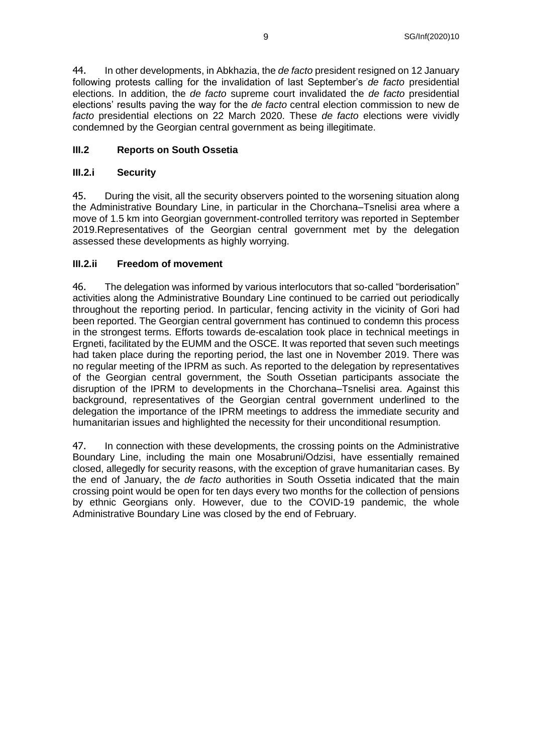44. In other developments, in Abkhazia, the *de facto* president resigned on 12 January following protests calling for the invalidation of last September's *de facto* presidential elections. In addition, the *de facto* supreme court invalidated the *de facto* presidential elections' results paving the way for the *de facto* central election commission to new de *facto* presidential elections on 22 March 2020. These *de facto* elections were vividly condemned by the Georgian central government as being illegitimate.

### III.2 Reports on South Ossetia

### III.2.i Security

45. During the visit, all the security observers pointed to the worsening situation along the Administrative Boundary Line, in particular in the Chorchana–Tsnelisi area where a move of 1.5 km into Georgian government-controlled territory was reported in September 2019.Representatives of the Georgian central government met by the delegation assessed these developments as highly worrying.

### III.2.ii Freedom of movement

46. The delegation was informed by various interlocutors that so-called "borderisation" activities along the Administrative Boundary Line continued to be carried out periodically throughout the reporting period. In particular, fencing activity in the vicinity of Gori had been reported. The Georgian central government has continued to condemn this process in the strongest terms. Efforts towards de-escalation took place in technical meetings in Ergneti, facilitated by the EUMM and the OSCE. It was reported that seven such meetings had taken place during the reporting period, the last one in November 2019. There was no regular meeting of the IPRM as such. As reported to the delegation by representatives of the Georgian central government, the South Ossetian participants associate the disruption of the IPRM to developments in the Chorchana–Tsnelisi area. Against this background, representatives of the Georgian central government underlined to the delegation the importance of the IPRM meetings to address the immediate security and humanitarian issues and highlighted the necessity for their unconditional resumption.

47. In connection with these developments, the crossing points on the Administrative Boundary Line, including the main one Mosabruni/Odzisi, have essentially remained closed, allegedly for security reasons, with the exception of grave humanitarian cases. By the end of January, the *de facto* authorities in South Ossetia indicated that the main crossing point would be open for ten days every two months for the collection of pensions by ethnic Georgians only. However, due to the COVID-19 pandemic, the whole Administrative Boundary Line was closed by the end of February.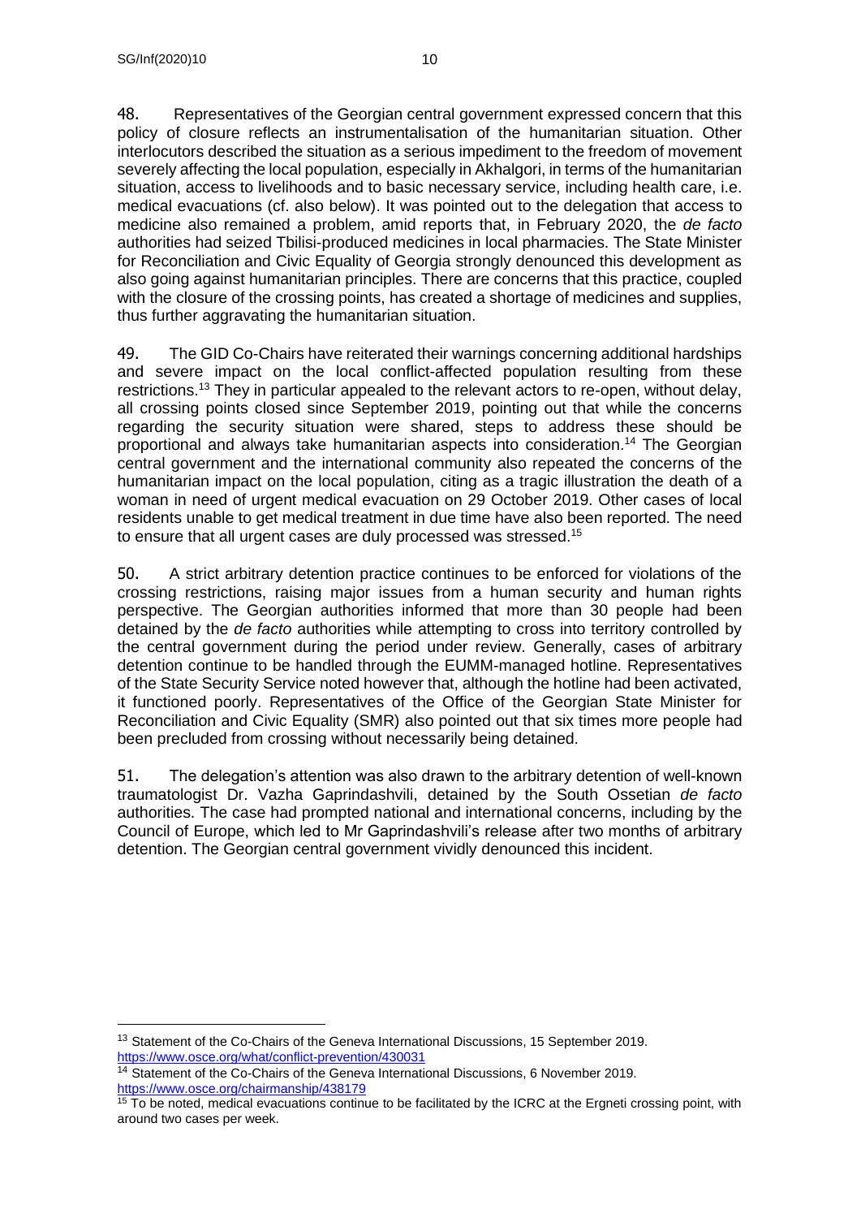48. Representatives of the Georgian central government expressed concern that this policy of closure reflects an instrumentalisation of the humanitarian situation. Other interlocutors described the situation as a serious impediment to the freedom of movement severely affecting the local population, especially in Akhalgori, in terms of the humanitarian situation, access to livelihoods and to basic necessary service, including health care, i.e. medical evacuations (cf. also below). It was pointed out to the delegation that access to medicine also remained a problem, amid reports that, in February 2020, the *de facto* authorities had seized Tbilisi-produced medicines in local pharmacies. The State Minister for Reconciliation and Civic Equality of Georgia strongly denounced this development as also going against humanitarian principles. There are concerns that this practice, coupled with the closure of the crossing points, has created a shortage of medicines and supplies, thus further aggravating the humanitarian situation.

49. The GID Co-Chairs have reiterated their warnings concerning additional hardships and severe impact on the local conflict-affected population resulting from these restrictions.[13] They in particular appealed to the relevant actors to re-open, without delay, all crossing points closed since September 2019, pointing out that while the concerns regarding the security situation were shared, steps to address these should be proportional and always take humanitarian aspects into consideration.[14] The Georgian central government and the international community also repeated the concerns of the humanitarian impact on the local population, citing as a tragic illustration the death of a woman in need of urgent medical evacuation on 29 October 2019. Other cases of local residents unable to get medical treatment in due time have also been reported. The need to ensure that all urgent cases are duly processed was stressed.[15]

50. A strict arbitrary detention practice continues to be enforced for violations of the crossing restrictions, raising major issues from a human security and human rights perspective. The Georgian authorities informed that more than 30 people had been detained by the *de facto* authorities while attempting to cross into territory controlled by the central government during the period under review. Generally, cases of arbitrary detention continue to be handled through the EUMM-managed hotline. Representatives of the State Security Service noted however that, although the hotline had been activated, it functioned poorly. Representatives of the Office of the Georgian State Minister for Reconciliation and Civic Equality (SMR) also pointed out that six times more people had been precluded from crossing without necessarily being detained.

51. The delegation's attention was also drawn to the arbitrary detention of well-known traumatologist Dr. Vazha Gaprindashvili, detained by the South Ossetian *de facto* authorities. The case had prompted national and international concerns, including by the Council of Europe, which led to Mr Gaprindashvili's release after two months of arbitrary detention. The Georgian central government vividly denounced this incident.

---

[13] Statement of the Co-Chairs of the Geneva International Discussions, 15 September 2019. https://www.osce.org/what/conflict-prevention/430031

[14] Statement of the Co-Chairs of the Geneva International Discussions, 6 November 2019. https://www.osce.org/chairmanship/438179

[15] To be noted, medical evacuations continue to be facilitated by the ICRC at the Ergneti crossing point, with around two cases per week.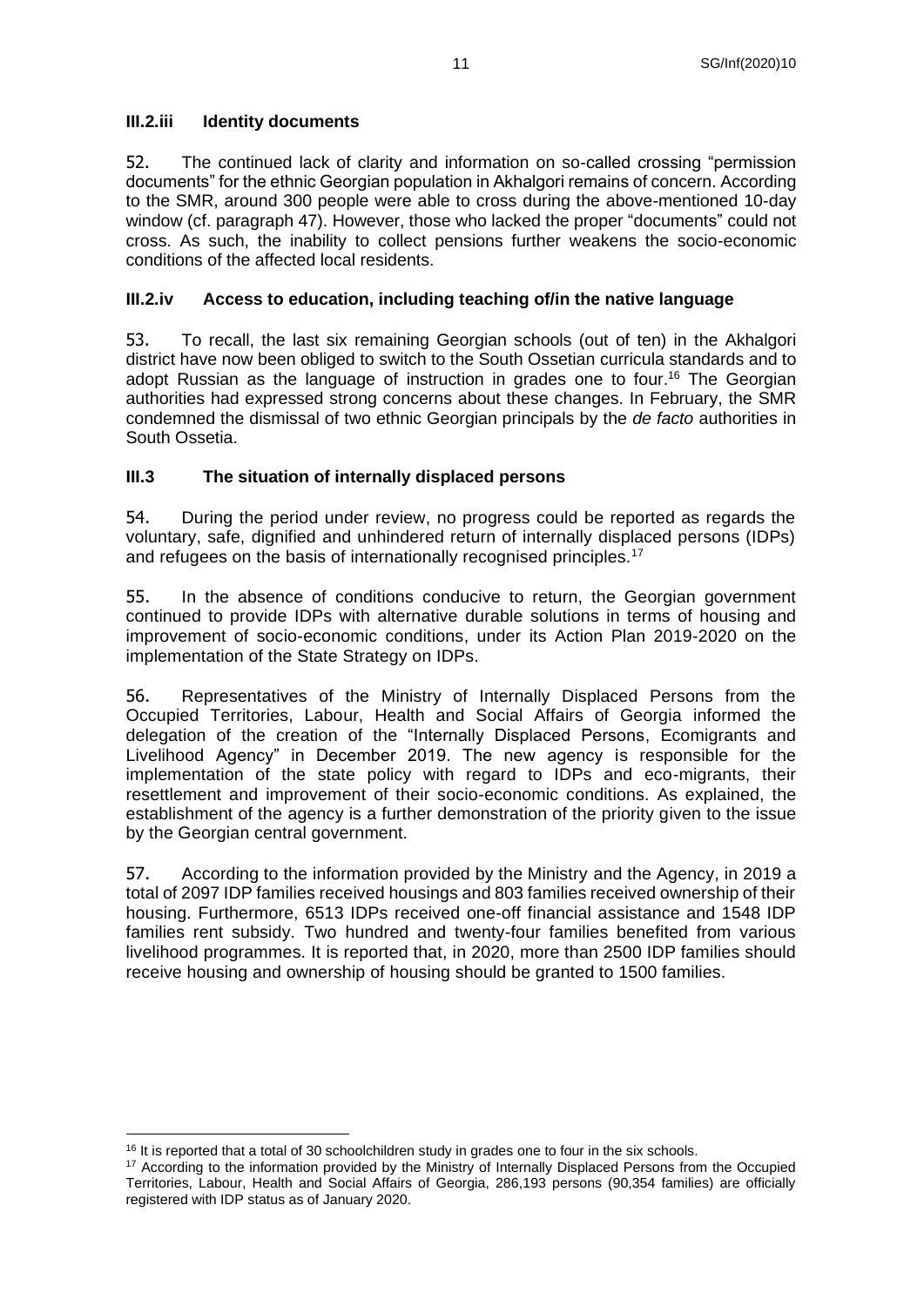### III.2.iii Identity documents

52. The continued lack of clarity and information on so-called crossing "permission documents" for the ethnic Georgian population in Akhalgori remains of concern. According to the SMR, around 300 people were able to cross during the above-mentioned 10-day window (cf. paragraph 47). However, those who lacked the proper "documents" could not cross. As such, the inability to collect pensions further weakens the socio-economic conditions of the affected local residents.

### III.2.iv Access to education, including teaching of/in the native language

53. To recall, the last six remaining Georgian schools (out of ten) in the Akhalgori district have now been obliged to switch to the South Ossetian curricula standards and to adopt Russian as the language of instruction in grades one to four.[16] The Georgian authorities had expressed strong concerns about these changes. In February, the SMR condemned the dismissal of two ethnic Georgian principals by the *de facto* authorities in South Ossetia.

### III.3 The situation of internally displaced persons

54. During the period under review, no progress could be reported as regards the voluntary, safe, dignified and unhindered return of internally displaced persons (IDPs) and refugees on the basis of internationally recognised principles.[17]

55. In the absence of conditions conducive to return, the Georgian government continued to provide IDPs with alternative durable solutions in terms of housing and improvement of socio-economic conditions, under its Action Plan 2019-2020 on the implementation of the State Strategy on IDPs.

56. Representatives of the Ministry of Internally Displaced Persons from the Occupied Territories, Labour, Health and Social Affairs of Georgia informed the delegation of the creation of the "Internally Displaced Persons, Ecomigrants and Livelihood Agency" in December 2019. The new agency is responsible for the implementation of the state policy with regard to IDPs and eco-migrants, their resettlement and improvement of their socio-economic conditions. As explained, the establishment of the agency is a further demonstration of the priority given to the issue by the Georgian central government.

57. According to the information provided by the Ministry and the Agency, in 2019 a total of 2097 IDP families received housings and 803 families received ownership of their housing. Furthermore, 6513 IDPs received one-off financial assistance and 1548 IDP families rent subsidy. Two hundred and twenty-four families benefited from various livelihood programmes. It is reported that, in 2020, more than 2500 IDP families should receive housing and ownership of housing should be granted to 1500 families.

---

[16] It is reported that a total of 30 schoolchildren study in grades one to four in the six schools.

[17] According to the information provided by the Ministry of Internally Displaced Persons from the Occupied Territories, Labour, Health and Social Affairs of Georgia, 286,193 persons (90,354 families) are officially registered with IDP status as of January 2020.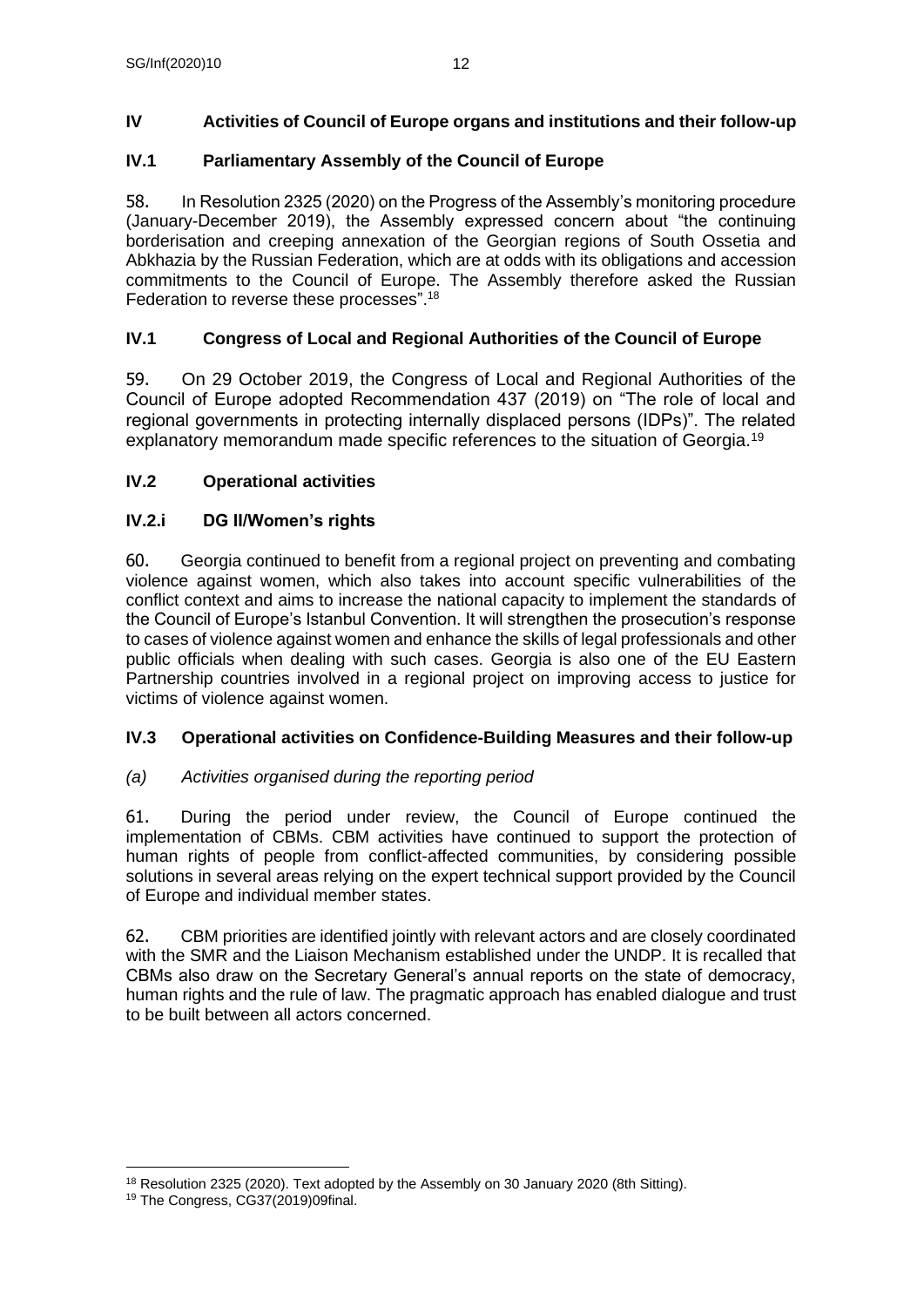## IV Activities of Council of Europe organs and institutions and their follow-up

### IV.1 Parliamentary Assembly of the Council of Europe

58. In Resolution 2325 (2020) on the Progress of the Assembly's monitoring procedure (January-December 2019), the Assembly expressed concern about "the continuing borderisation and creeping annexation of the Georgian regions of South Ossetia and Abkhazia by the Russian Federation, which are at odds with its obligations and accession commitments to the Council of Europe. The Assembly therefore asked the Russian Federation to reverse these processes".[18]

### IV.1 Congress of Local and Regional Authorities of the Council of Europe

59. On 29 October 2019, the Congress of Local and Regional Authorities of the Council of Europe adopted Recommendation 437 (2019) on "The role of local and regional governments in protecting internally displaced persons (IDPs)". The related explanatory memorandum made specific references to the situation of Georgia.[19]

### IV.2 Operational activities

### IV.2.i DG II/Women's rights

60. Georgia continued to benefit from a regional project on preventing and combating violence against women, which also takes into account specific vulnerabilities of the conflict context and aims to increase the national capacity to implement the standards of the Council of Europe's Istanbul Convention. It will strengthen the prosecution's response to cases of violence against women and enhance the skills of legal professionals and other public officials when dealing with such cases. Georgia is also one of the EU Eastern Partnership countries involved in a regional project on improving access to justice for victims of violence against women.

### IV.3 Operational activities on Confidence-Building Measures and their follow-up

*(a) Activities organised during the reporting period*

61. During the period under review, the Council of Europe continued the implementation of CBMs. CBM activities have continued to support the protection of human rights of people from conflict-affected communities, by considering possible solutions in several areas relying on the expert technical support provided by the Council of Europe and individual member states.

62. CBM priorities are identified jointly with relevant actors and are closely coordinated with the SMR and the Liaison Mechanism established under the UNDP. It is recalled that CBMs also draw on the Secretary General's annual reports on the state of democracy, human rights and the rule of law. The pragmatic approach has enabled dialogue and trust to be built between all actors concerned.

---

[18] Resolution 2325 (2020). Text adopted by the Assembly on 30 January 2020 (8th Sitting).

[19] The Congress, CG37(2019)09final.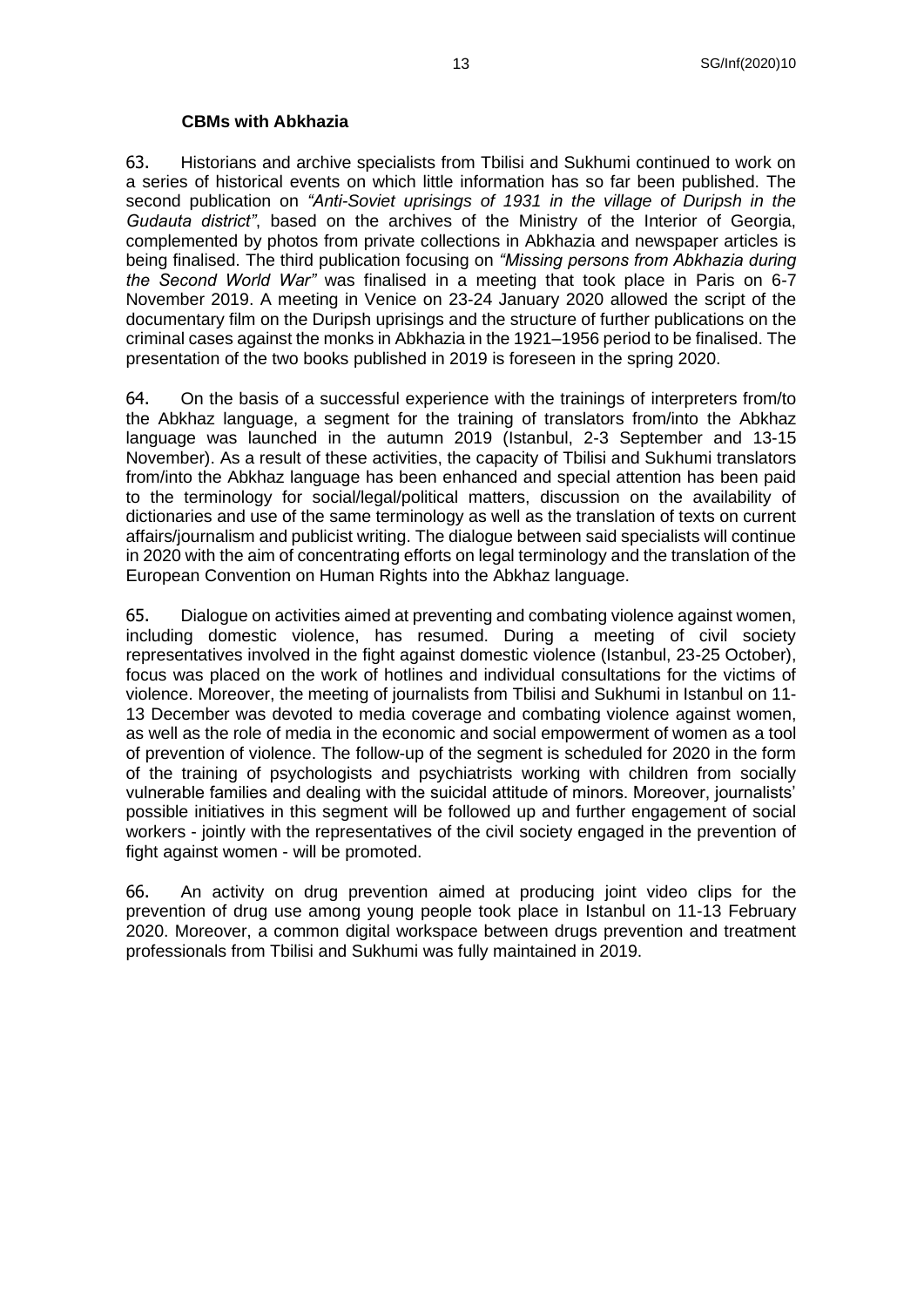### CBMs with Abkhazia

63. Historians and archive specialists from Tbilisi and Sukhumi continued to work on a series of historical events on which little information has so far been published. The second publication on *"Anti-Soviet uprisings of 1931 in the village of Duripsh in the Gudauta district"*, based on the archives of the Ministry of the Interior of Georgia, complemented by photos from private collections in Abkhazia and newspaper articles is being finalised. The third publication focusing on *"Missing persons from Abkhazia during the Second World War"* was finalised in a meeting that took place in Paris on 6-7 November 2019. A meeting in Venice on 23-24 January 2020 allowed the script of the documentary film on the Duripsh uprisings and the structure of further publications on the criminal cases against the monks in Abkhazia in the 1921–1956 period to be finalised. The presentation of the two books published in 2019 is foreseen in the spring 2020.

64. On the basis of a successful experience with the trainings of interpreters from/to the Abkhaz language, a segment for the training of translators from/into the Abkhaz language was launched in the autumn 2019 (Istanbul, 2-3 September and 13-15 November). As a result of these activities, the capacity of Tbilisi and Sukhumi translators from/into the Abkhaz language has been enhanced and special attention has been paid to the terminology for social/legal/political matters, discussion on the availability of dictionaries and use of the same terminology as well as the translation of texts on current affairs/journalism and publicist writing. The dialogue between said specialists will continue in 2020 with the aim of concentrating efforts on legal terminology and the translation of the European Convention on Human Rights into the Abkhaz language.

65. Dialogue on activities aimed at preventing and combating violence against women, including domestic violence, has resumed. During a meeting of civil society representatives involved in the fight against domestic violence (Istanbul, 23-25 October), focus was placed on the work of hotlines and individual consultations for the victims of violence. Moreover, the meeting of journalists from Tbilisi and Sukhumi in Istanbul on 11-13 December was devoted to media coverage and combating violence against women, as well as the role of media in the economic and social empowerment of women as a tool of prevention of violence. The follow-up of the segment is scheduled for 2020 in the form of the training of psychologists and psychiatrists working with children from socially vulnerable families and dealing with the suicidal attitude of minors. Moreover, journalists' possible initiatives in this segment will be followed up and further engagement of social workers - jointly with the representatives of the civil society engaged in the prevention of fight against women - will be promoted.

66. An activity on drug prevention aimed at producing joint video clips for the prevention of drug use among young people took place in Istanbul on 11-13 February 2020. Moreover, a common digital workspace between drugs prevention and treatment professionals from Tbilisi and Sukhumi was fully maintained in 2019.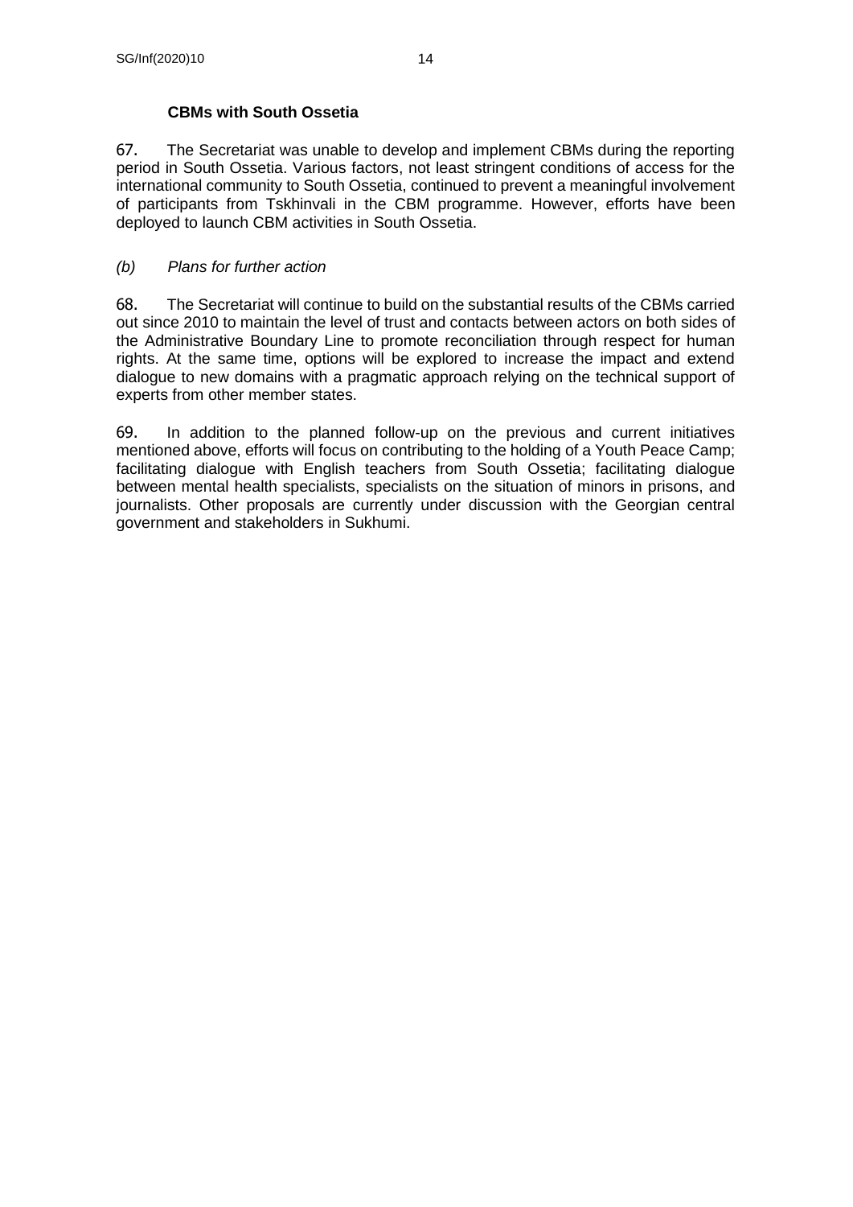### CBMs with South Ossetia

67. The Secretariat was unable to develop and implement CBMs during the reporting period in South Ossetia. Various factors, not least stringent conditions of access for the international community to South Ossetia, continued to prevent a meaningful involvement of participants from Tskhinvali in the CBM programme. However, efforts have been deployed to launch CBM activities in South Ossetia.

*(b) Plans for further action*

68. The Secretariat will continue to build on the substantial results of the CBMs carried out since 2010 to maintain the level of trust and contacts between actors on both sides of the Administrative Boundary Line to promote reconciliation through respect for human rights. At the same time, options will be explored to increase the impact and extend dialogue to new domains with a pragmatic approach relying on the technical support of experts from other member states.

69. In addition to the planned follow-up on the previous and current initiatives mentioned above, efforts will focus on contributing to the holding of a Youth Peace Camp; facilitating dialogue with English teachers from South Ossetia; facilitating dialogue between mental health specialists, specialists on the situation of minors in prisons, and journalists. Other proposals are currently under discussion with the Georgian central government and stakeholders in Sukhumi.